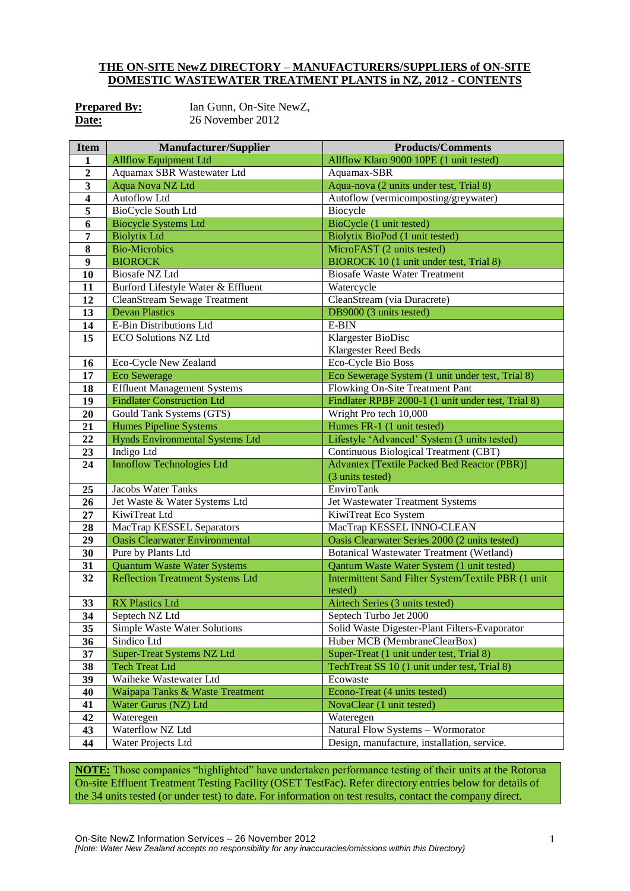# THE ON-SITE NewZ DIRECTORY – MANUFACTURERS/SUPPLIERS of ON-SITE DOMESTIC WASTEWATER TREATMENT PLANTS in NZ, 2012 - CONTENTS

**Prepared By:** Ian Gunn, On-Site NewZ,
**Date:** 26 November 2012

| Item | Manufacturer/Supplier | Products/Comments |
|---|---|---|
| 1 | Allflow Equipment Ltd | Allflow Klaro 9000 10PE (1 unit tested) |
| 2 | Aquamax SBR Wastewater Ltd | Aquamax-SBR |
| 3 | Aqua Nova NZ Ltd | Aqua-nova (2 units under test, Trial 8) |
| 4 | Autoflow Ltd | Autoflow (vermicomposting/greywater) |
| 5 | BioCycle South Ltd | Biocycle |
| 6 | Biocycle Systems Ltd | BioCycle (1 unit tested) |
| 7 | Biolytix Ltd | Biolytix BioPod (1 unit tested) |
| 8 | Bio-Microbics | MicroFAST (2 units tested) |
| 9 | BIOROCK | BIOROCK 10 (1 unit under test, Trial 8) |
| 10 | Biosafe NZ Ltd | Biosafe Waste Water Treatment |
| 11 | Burford Lifestyle Water & Effluent | Watercycle |
| 12 | CleanStream Sewage Treatment | CleanStream (via Duracrete) |
| 13 | Devan Plastics | DB9000 (3 units tested) |
| 14 | E-Bin Distributions Ltd | E-BIN |
| 15 | ECO Solutions NZ Ltd | Klargester BioDisc<br>Klargester Reed Beds |
| 16 | Eco-Cycle New Zealand | Eco-Cycle Bio Boss |
| 17 | Eco Sewerage | Eco Sewerage System (1 unit under test, Trial 8) |
| 18 | Effluent Management Systems | Flowking On-Site Treatment Pant |
| 19 | Findlater Construction Ltd | Findlater RPBF 2000-1 (1 unit under test, Trial 8) |
| 20 | Gould Tank Systems (GTS) | Wright Pro tech 10,000 |
| 21 | Humes Pipeline Systems | Humes FR-1 (1 unit tested) |
| 22 | Hynds Environmental Systems Ltd | Lifestyle 'Advanced' System (3 units tested) |
| 23 | Indigo Ltd | Continuous Biological Treatment (CBT) |
| 24 | Innoflow Technologies Ltd | Advantex [Textile Packed Bed Reactor (PBR)] (3 units tested) |
| 25 | Jacobs Water Tanks | EnviroTank |
| 26 | Jet Waste & Water Systems Ltd | Jet Wastewater Treatment Systems |
| 27 | KiwiTreat Ltd | KiwiTreat Eco System |
| 28 | MacTrap KESSEL Separators | MacTrap KESSEL INNO-CLEAN |
| 29 | Oasis Clearwater Environmental | Oasis Clearwater Series 2000 (2 units tested) |
| 30 | Pure by Plants Ltd | Botanical Wastewater Treatment (Wetland) |
| 31 | Quantum Waste Water Systems | Qantum Waste Water System (1 unit tested) |
| 32 | Reflection Treatment Systems Ltd | Intermittent Sand Filter System/Textile PBR (1 unit tested) |
| 33 | RX Plastics Ltd | Airtech Series (3 units tested) |
| 34 | Septech NZ Ltd | Septech Turbo Jet 2000 |
| 35 | Simple Waste Water Solutions | Solid Waste Digester-Plant Filters-Evaporator |
| 36 | Sindico Ltd | Huber MCB (MembraneClearBox) |
| 37 | Super-Treat Systems NZ Ltd | Super-Treat (1 unit under test, Trial 8) |
| 38 | Tech Treat Ltd | TechTreat SS 10 (1 unit under test, Trial 8) |
| 39 | Waiheke Wastewater Ltd | Ecowaste |
| 40 | Waipapa Tanks & Waste Treatment | Econo-Treat (4 units tested) |
| 41 | Water Gurus (NZ) Ltd | NovaClear (1 unit tested) |
| 42 | Wateregen | Wateregen |
| 43 | Waterflow NZ Ltd | Natural Flow Systems – Wormorator |
| 44 | Water Projects Ltd | Design, manufacture, installation, service. |

**NOTE:** Those companies "highlighted" have undertaken performance testing of their units at the Rotorua On-site Effluent Treatment Testing Facility (OSET TestFac). Refer directory entries below for details of the 34 units tested (or under test) to date. For information on test results, contact the company direct.

On-Site NewZ Information Services – 26 November 2012

*[Note: Water New Zealand accepts no responsibility for any inaccuracies/omissions within this Directory}*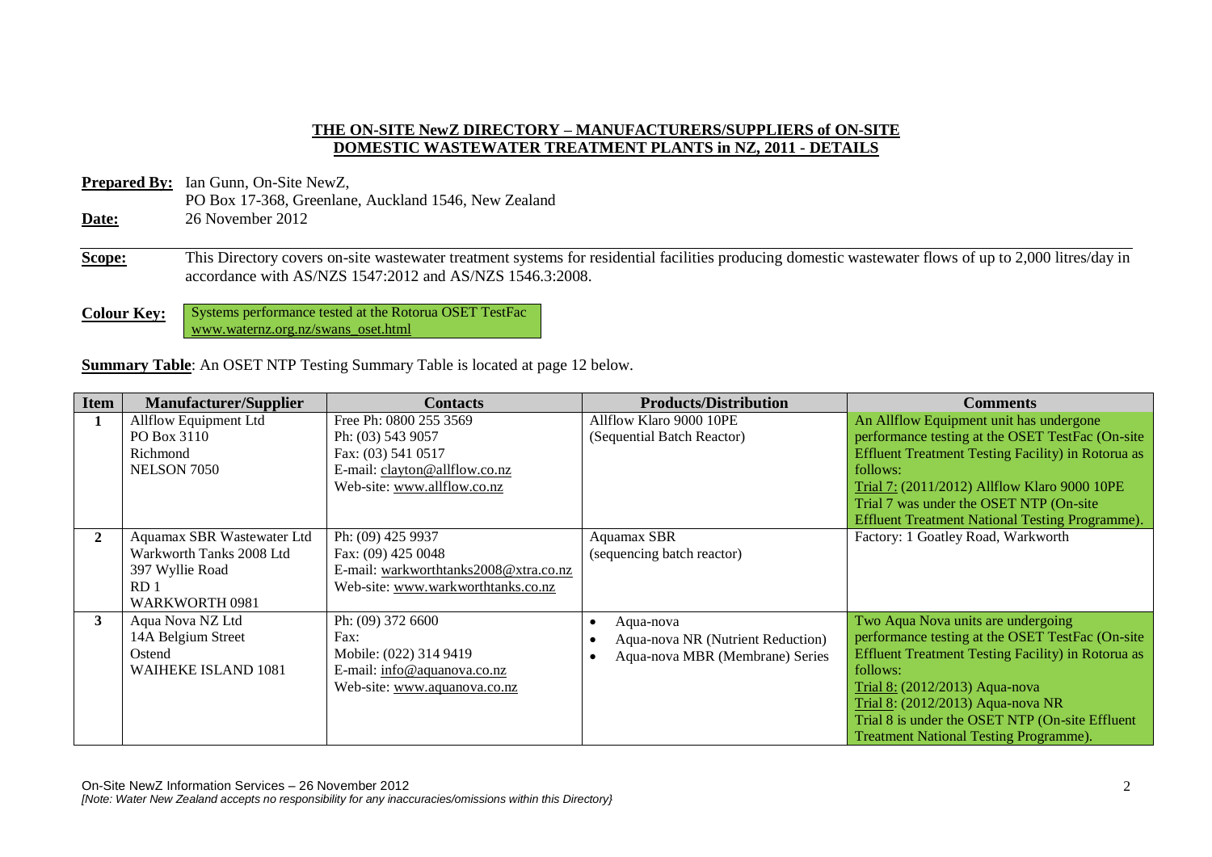**THE ON-SITE NewZ DIRECTORY – MANUFACTURERS/SUPPLIERS of ON-SITE DOMESTIC WASTEWATER TREATMENT PLANTS in NZ, 2011 - DETAILS**

**Prepared By:** Ian Gunn, On-Site NewZ,
PO Box 17-368, Greenlane, Auckland 1546, New Zealand

**Date:** 26 November 2012

**Scope:** This Directory covers on-site wastewater treatment systems for residential facilities producing domestic wastewater flows of up to 2,000 litres/day in accordance with AS/NZS 1547:2012 and AS/NZS 1546.3:2008.

**Colour Key:** Systems performance tested at the Rotorua OSET TestFac www.waternz.org.nz/swans_oset.html

**Summary Table**: An OSET NTP Testing Summary Table is located at page 12 below.

| Item | Manufacturer/Supplier | Contacts | Products/Distribution | Comments |
|---|---|---|---|---|
| 1 | Allflow Equipment Ltd<br>PO Box 3110<br>Richmond<br>NELSON 7050 | Free Ph: 0800 255 3569<br>Ph: (03) 543 9057<br>Fax: (03) 541 0517<br>E-mail: clayton@allflow.co.nz<br>Web-site: www.allflow.co.nz | Allflow Klaro 9000 10PE<br>(Sequential Batch Reactor) | An Allflow Equipment unit has undergone performance testing at the OSET TestFac (On-site Effluent Treatment Testing Facility) in Rotorua as follows:<br>Trial 7: (2011/2012) Allflow Klaro 9000 10PE<br>Trial 7 was under the OSET NTP (On-site Effluent Treatment National Testing Programme). |
| 2 | Aquamax SBR Wastewater Ltd<br>Warkworth Tanks 2008 Ltd<br>397 Wyllie Road<br>RD 1<br>WARKWORTH 0981 | Ph: (09) 425 9937<br>Fax: (09) 425 0048<br>E-mail: warkworthtanks2008@xtra.co.nz<br>Web-site: www.warkworthtanks.co.nz | Aquamax SBR<br>(sequencing batch reactor) | Factory: 1 Goatley Road, Warkworth |
| 3 | Aqua Nova NZ Ltd<br>14A Belgium Street<br>Ostend<br>WAIHEKE ISLAND 1081 | Ph: (09) 372 6600<br>Fax:<br>Mobile: (022) 314 9419<br>E-mail: info@aquanova.co.nz<br>Web-site: www.aquanova.co.nz | • Aqua-nova<br>• Aqua-nova NR (Nutrient Reduction)<br>• Aqua-nova MBR (Membrane) Series | Two Aqua Nova units are undergoing performance testing at the OSET TestFac (On-site Effluent Treatment Testing Facility) in Rotorua as follows:<br>Trial 8: (2012/2013) Aqua-nova<br>Trial 8: (2012/2013) Aqua-nova NR<br>Trial 8 is under the OSET NTP (On-site Effluent Treatment National Testing Programme). |

On-Site NewZ Information Services – 26 November 2012

*[Note: Water New Zealand accepts no responsibility for any inaccuracies/omissions within this Directory}*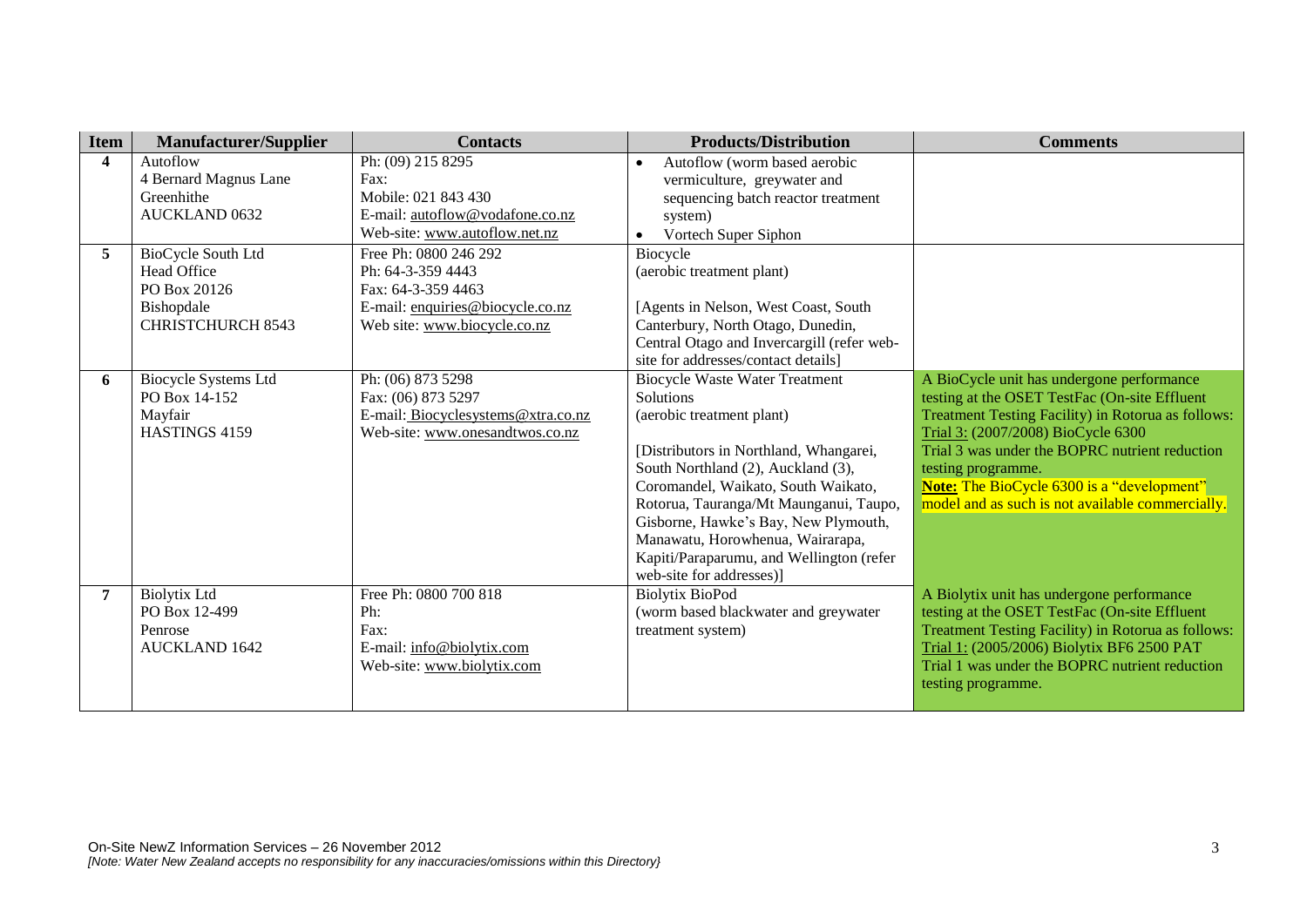| Item | Manufacturer/Supplier | Contacts | Products/Distribution | Comments |
| --- | --- | --- | --- | --- |
| **4** | Autoflow<br>4 Bernard Magnus Lane<br>Greenhithe<br>AUCKLAND 0632 | Ph: (09) 215 8295<br>Fax:<br>Mobile: 021 843 430<br>E-mail: autoflow@vodafone.co.nz<br>Web-site: www.autoflow.net.nz | • Autoflow (worm based aerobic vermiculture, greywater and sequencing batch reactor treatment system)<br>• Vortech Super Siphon | |
| **5** | BioCycle South Ltd<br>Head Office<br>PO Box 20126<br>Bishopdale<br>CHRISTCHURCH 8543 | Free Ph: 0800 246 292<br>Ph: 64-3-359 4443<br>Fax: 64-3-359 4463<br>E-mail: enquiries@biocycle.co.nz<br>Web site: www.biocycle.co.nz | Biocycle<br>(aerobic treatment plant)<br><br>[Agents in Nelson, West Coast, South Canterbury, North Otago, Dunedin, Central Otago and Invercargill (refer web-site for addresses/contact details] | |
| **6** | Biocycle Systems Ltd<br>PO Box 14-152<br>Mayfair<br>HASTINGS 4159 | Ph: (06) 873 5298<br>Fax: (06) 873 5297<br>E-mail: Biocyclesystems@xtra.co.nz<br>Web-site: www.onesandtwos.co.nz | Biocycle Waste Water Treatment Solutions<br>(aerobic treatment plant)<br><br>[Distributors in Northland, Whangarei, South Northland (2), Auckland (3), Coromandel, Waikato, South Waikato, Rotorua, Tauranga/Mt Maunganui, Taupo, Gisborne, Hawke's Bay, New Plymouth, Manawatu, Horowhenua, Wairarapa, Kapiti/Paraparumu, and Wellington (refer web-site for addresses)] | A BioCycle unit has undergone performance testing at the OSET TestFac (On-site Effluent Treatment Testing Facility) in Rotorua as follows:<br>Trial 3: (2007/2008) BioCycle 6300<br>Trial 3 was under the BOPRC nutrient reduction testing programme.<br>**Note:** The BioCycle 6300 is a "development" model and as such is not available commercially. |
| **7** | Biolytix Ltd<br>PO Box 12-499<br>Penrose<br>AUCKLAND 1642 | Free Ph: 0800 700 818<br>Ph:<br>Fax:<br>E-mail: info@biolytix.com<br>Web-site: www.biolytix.com | Biolytix BioPod<br>(worm based blackwater and greywater treatment system) | A Biolytix unit has undergone performance testing at the OSET TestFac (On-site Effluent Treatment Testing Facility) in Rotorua as follows:<br>Trial 1: (2005/2006) Biolytix BF6 2500 PAT<br>Trial 1 was under the BOPRC nutrient reduction testing programme. |

On-Site NewZ Information Services – 26 November 2012

*[Note: Water New Zealand accepts no responsibility for any inaccuracies/omissions within this Directory}*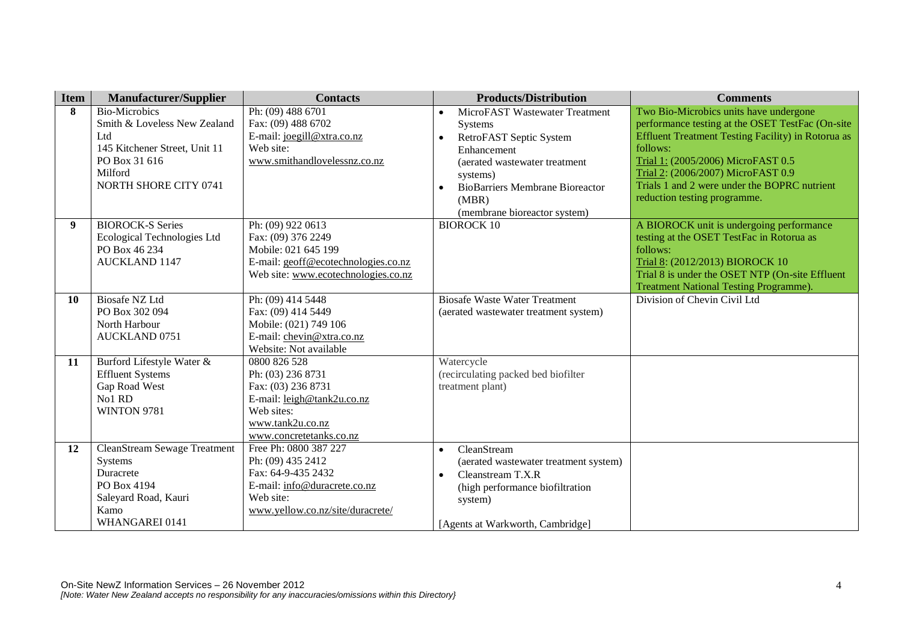| Item | Manufacturer/Supplier | Contacts | Products/Distribution | Comments |
|---|---|---|---|---|
| **8** | Bio-Microbics<br>Smith & Loveless New Zealand Ltd<br>145 Kitchener Street, Unit 11<br>PO Box 31 616<br>Milford<br>NORTH SHORE CITY 0741 | Ph: (09) 488 6701<br>Fax: (09) 488 6702<br>E-mail: joegill@xtra.co.nz<br>Web site:<br>www.smithandlovelessnz.co.nz | • MicroFAST Wastewater Treatment Systems<br>• RetroFAST Septic System Enhancement<br>(aerated wastewater treatment systems)<br>• BioBarriers Membrane Bioreactor (MBR)<br>(membrane bioreactor system) | Two Bio-Microbics units have undergone performance testing at the OSET TestFac (On-site Effluent Treatment Testing Facility) in Rotorua as follows:<br>Trial 1: (2005/2006) MicroFAST 0.5<br>Trial 2: (2006/2007) MicroFAST 0.9<br>Trials 1 and 2 were under the BOPRC nutrient reduction testing programme. |
| **9** | BIOROCK-S Series<br>Ecological Technologies Ltd<br>PO Box 46 234<br>AUCKLAND 1147 | Ph: (09) 922 0613<br>Fax: (09) 376 2249<br>Mobile: 021 645 199<br>E-mail: geoff@ecotechnologies.co.nz<br>Web site: www.ecotechnologies.co.nz | BIOROCK 10 | A BIOROCK unit is undergoing performance testing at the OSET TestFac in Rotorua as follows:<br>Trial 8: (2012/2013) BIOROCK 10<br>Trial 8 is under the OSET NTP (On-site Effluent Treatment National Testing Programme). |
| **10** | Biosafe NZ Ltd<br>PO Box 302 094<br>North Harbour<br>AUCKLAND 0751 | Ph: (09) 414 5448<br>Fax: (09) 414 5449<br>Mobile: (021) 749 106<br>E-mail: chevin@xtra.co.nz<br>Website: Not available | Biosafe Waste Water Treatment<br>(aerated wastewater treatment system) | Division of Chevin Civil Ltd |
| **11** | Burford Lifestyle Water & Effluent Systems<br>Gap Road West<br>No1 RD<br>WINTON 9781 | 0800 826 528<br>Ph: (03) 236 8731<br>Fax: (03) 236 8731<br>E-mail: leigh@tank2u.co.nz<br>Web sites:<br>www.tank2u.co.nz<br>www.concretetanks.co.nz | Watercycle<br>(recirculating packed bed biofilter treatment plant) | |
| **12** | CleanStream Sewage Treatment Systems<br>Duracrete<br>PO Box 4194<br>Saleyard Road, Kauri<br>Kamo<br>WHANGAREI 0141 | Free Ph: 0800 387 227<br>Ph: (09) 435 2412<br>Fax: 64-9-435 2432<br>E-mail: info@duracrete.co.nz<br>Web site:<br>www.yellow.co.nz/site/duracrete/ | • CleanStream<br>(aerated wastewater treatment system)<br>• Cleanstream T.X.R<br>(high performance biofiltration system)<br><br>[Agents at Warkworth, Cambridge] | |

On-Site NewZ Information Services – 26 November 2012
*[Note: Water New Zealand accepts no responsibility for any inaccuracies/omissions within this Directory}*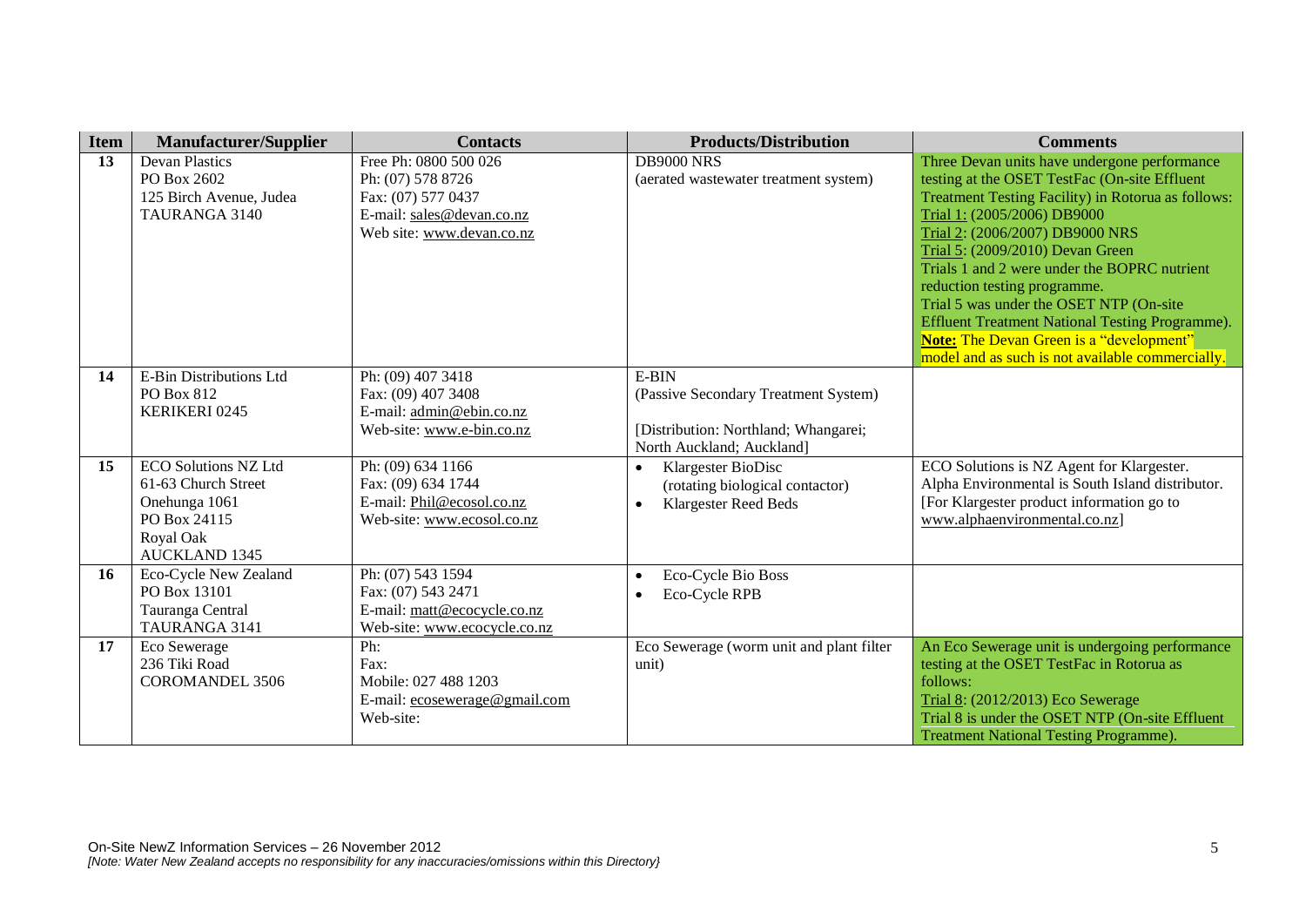| Item | Manufacturer/Supplier | Contacts | Products/Distribution | Comments |
|---|---|---|---|---|
| 13 | Devan Plastics<br>PO Box 2602<br>125 Birch Avenue, Judea<br>TAURANGA 3140 | Free Ph: 0800 500 026<br>Ph: (07) 578 8726<br>Fax: (07) 577 0437<br>E-mail: sales@devan.co.nz<br>Web site: www.devan.co.nz | DB9000 NRS<br>(aerated wastewater treatment system) | Three Devan units have undergone performance testing at the OSET TestFac (On-site Effluent Treatment Testing Facility) in Rotorua as follows:<br>Trial 1: (2005/2006) DB9000<br>Trial 2: (2006/2007) DB9000 NRS<br>Trial 5: (2009/2010) Devan Green<br>Trials 1 and 2 were under the BOPRC nutrient reduction testing programme.<br>Trial 5 was under the OSET NTP (On-site Effluent Treatment National Testing Programme).<br>**Note:** The Devan Green is a "development" model and as such is not available commercially. |
| 14 | E-Bin Distributions Ltd<br>PO Box 812<br>KERIKERI 0245 | Ph: (09) 407 3418<br>Fax: (09) 407 3408<br>E-mail: admin@ebin.co.nz<br>Web-site: www.e-bin.co.nz | E-BIN<br>(Passive Secondary Treatment System)<br><br>[Distribution: Northland; Whangarei; North Auckland; Auckland] | |
| 15 | ECO Solutions NZ Ltd<br>61-63 Church Street<br>Onehunga 1061<br>PO Box 24115<br>Royal Oak<br>AUCKLAND 1345 | Ph: (09) 634 1166<br>Fax: (09) 634 1744<br>E-mail: Phil@ecosol.co.nz<br>Web-site: www.ecosol.co.nz | • Klargester BioDisc (rotating biological contactor)<br>• Klargester Reed Beds | ECO Solutions is NZ Agent for Klargester.<br>Alpha Environmental is South Island distributor.<br>[For Klargester product information go to www.alphaenvironmental.co.nz] |
| 16 | Eco-Cycle New Zealand<br>PO Box 13101<br>Tauranga Central<br>TAURANGA 3141 | Ph: (07) 543 1594<br>Fax: (07) 543 2471<br>E-mail: matt@ecocycle.co.nz<br>Web-site: www.ecocycle.co.nz | • Eco-Cycle Bio Boss<br>• Eco-Cycle RPB | |
| 17 | Eco Sewerage<br>236 Tiki Road<br>COROMANDEL 3506 | Ph:<br>Fax:<br>Mobile: 027 488 1203<br>E-mail: ecosewerage@gmail.com<br>Web-site: | Eco Sewerage (worm unit and plant filter unit) | An Eco Sewerage unit is undergoing performance testing at the OSET TestFac in Rotorua as follows:<br>Trial 8: (2012/2013) Eco Sewerage<br>Trial 8 is under the OSET NTP (On-site Effluent Treatment National Testing Programme). |

On-Site NewZ Information Services – 26 November 2012

*[Note: Water New Zealand accepts no responsibility for any inaccuracies/omissions within this Directory}*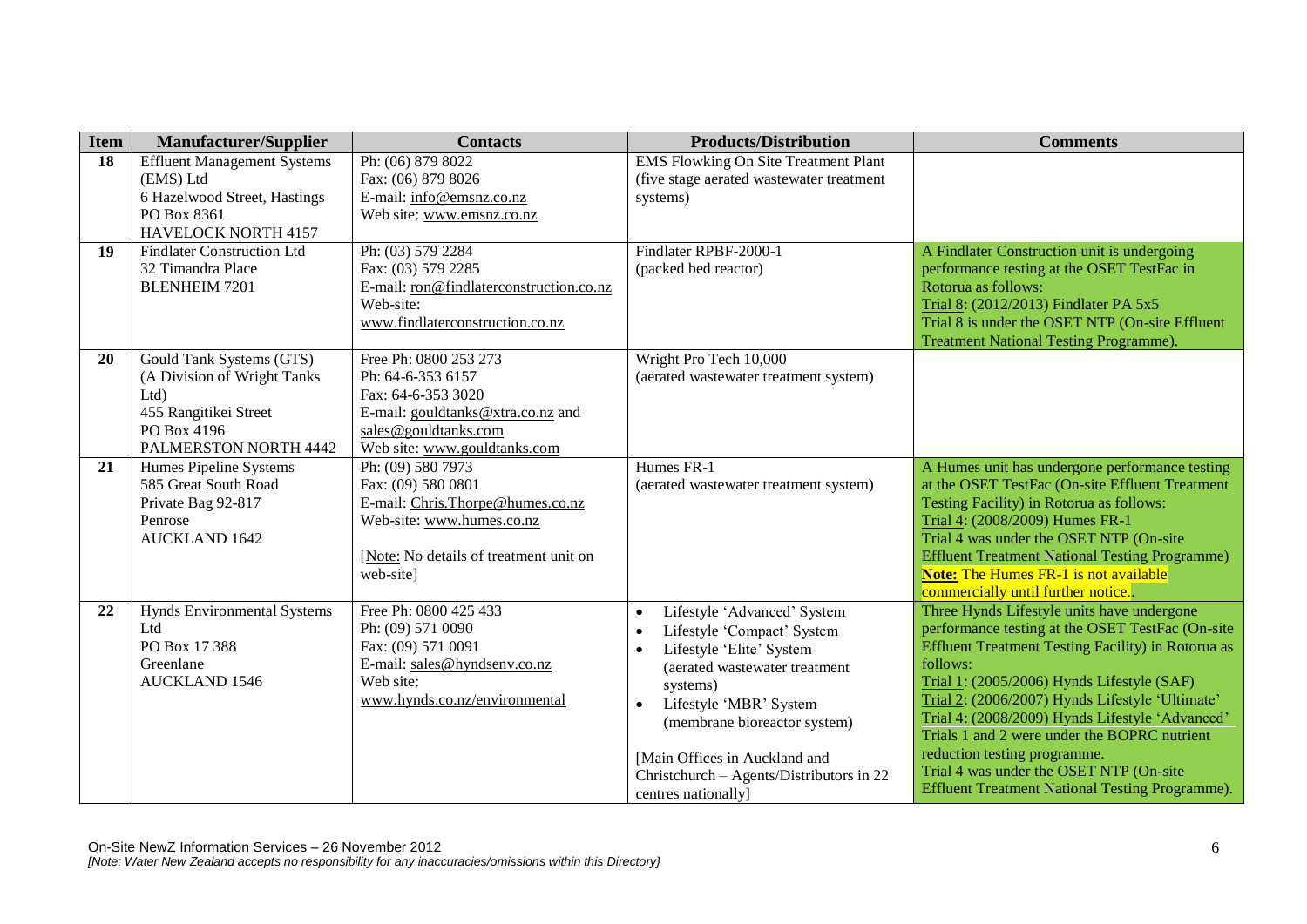| Item | Manufacturer/Supplier | Contacts | Products/Distribution | Comments |
| --- | --- | --- | --- | --- |
| 18 | Effluent Management Systems (EMS) Ltd<br>6 Hazelwood Street, Hastings<br>PO Box 8361<br>HAVELOCK NORTH 4157 | Ph: (06) 879 8022<br>Fax: (06) 879 8026<br>E-mail: info@emsnz.co.nz<br>Web site: www.emsnz.co.nz | EMS Flowking On Site Treatment Plant (five stage aerated wastewater treatment systems) | |
| 19 | Findlater Construction Ltd<br>32 Timandra Place<br>BLENHEIM 7201 | Ph: (03) 579 2284<br>Fax: (03) 579 2285<br>E-mail: ron@findlaterconstruction.co.nz<br>Web-site: www.findlaterconstruction.co.nz | Findlater RPBF-2000-1 (packed bed reactor) | A Findlater Construction unit is undergoing performance testing at the OSET TestFac in Rotorua as follows:<br>Trial 8: (2012/2013) Findlater PA 5x5<br>Trial 8 is under the OSET NTP (On-site Effluent Treatment National Testing Programme). |
| 20 | Gould Tank Systems (GTS) (A Division of Wright Tanks Ltd)<br>455 Rangitikei Street<br>PO Box 4196<br>PALMERSTON NORTH 4442 | Free Ph: 0800 253 273<br>Ph: 64-6-353 6157<br>Fax: 64-6-353 3020<br>E-mail: gouldtanks@xtra.co.nz and sales@gouldtanks.com<br>Web site: www.gouldtanks.com | Wright Pro Tech 10,000 (aerated wastewater treatment system) | |
| 21 | Humes Pipeline Systems<br>585 Great South Road<br>Private Bag 92-817<br>Penrose<br>AUCKLAND 1642 | Ph: (09) 580 7973<br>Fax: (09) 580 0801<br>E-mail: Chris.Thorpe@humes.co.nz<br>Web-site: www.humes.co.nz<br><br>[Note: No details of treatment unit on web-site] | Humes FR-1 (aerated wastewater treatment system) | A Humes unit has undergone performance testing at the OSET TestFac (On-site Effluent Treatment Testing Facility) in Rotorua as follows:<br>Trial 4: (2008/2009) Humes FR-1<br>Trial 4 was under the OSET NTP (On-site Effluent Treatment National Testing Programme)<br>**Note:** The Humes FR-1 is not available commercially until further notice.. |
| 22 | Hynds Environmental Systems Ltd<br>PO Box 17 388<br>Greenlane<br>AUCKLAND 1546 | Free Ph: 0800 425 433<br>Ph: (09) 571 0090<br>Fax: (09) 571 0091<br>E-mail: sales@hyndsenv.co.nz<br>Web site: www.hynds.co.nz/environmental | • Lifestyle 'Advanced' System<br>• Lifestyle 'Compact' System<br>• Lifestyle 'Elite' System (aerated wastewater treatment systems)<br>• Lifestyle 'MBR' System (membrane bioreactor system)<br><br>[Main Offices in Auckland and Christchurch – Agents/Distributors in 22 centres nationally] | Three Hynds Lifestyle units have undergone performance testing at the OSET TestFac (On-site Effluent Treatment Testing Facility) in Rotorua as follows:<br>Trial 1: (2005/2006) Hynds Lifestyle (SAF)<br>Trial 2: (2006/2007) Hynds Lifestyle 'Ultimate'<br>Trial 4: (2008/2009) Hynds Lifestyle 'Advanced'<br>Trials 1 and 2 were under the BOPRC nutrient reduction testing programme.<br>Trial 4 was under the OSET NTP (On-site Effluent Treatment National Testing Programme). |

On-Site NewZ Information Services – 26 November 2012

*[Note: Water New Zealand accepts no responsibility for any inaccuracies/omissions within this Directory}*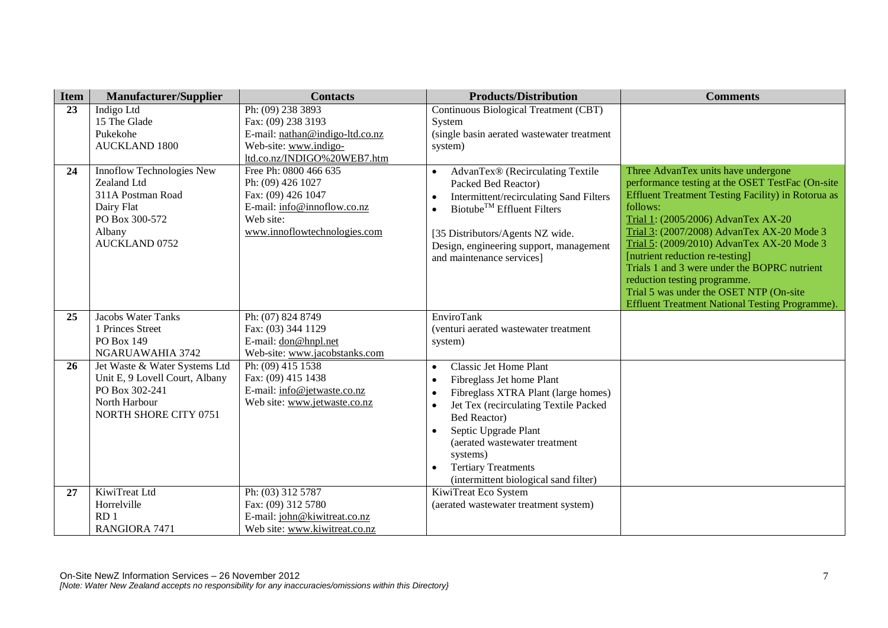| Item | Manufacturer/Supplier | Contacts | Products/Distribution | Comments |
|---|---|---|---|---|
| 23 | Indigo Ltd<br>15 The Glade<br>Pukekohe<br>AUCKLAND 1800 | Ph: (09) 238 3893<br>Fax: (09) 238 3193<br>E-mail: nathan@indigo-ltd.co.nz<br>Web-site: www.indigo-ltd.co.nz/INDIGO%20WEB7.htm | Continuous Biological Treatment (CBT) System<br>(single basin aerated wastewater treatment system) | |
| 24 | Innoflow Technologies New Zealand Ltd<br>311A Postman Road<br>Dairy Flat<br>PO Box 300-572<br>Albany<br>AUCKLAND 0752 | Free Ph: 0800 466 635<br>Ph: (09) 426 1027<br>Fax: (09) 426 1047<br>E-mail: info@innoflow.co.nz<br>Web site:<br>www.innoflowtechnologies.com | • AdvanTex® (Recirculating Textile Packed Bed Reactor)<br>• Intermittent/recirculating Sand Filters<br>• Biotube™ Effluent Filters<br><br>[35 Distributors/Agents NZ wide. Design, engineering support, management and maintenance services] | Three AdvanTex units have undergone performance testing at the OSET TestFac (On-site Effluent Treatment Testing Facility) in Rotorua as follows:<br>Trial 1: (2005/2006) AdvanTex AX-20<br>Trial 3: (2007/2008) AdvanTex AX-20 Mode 3<br>Trial 5: (2009/2010) AdvanTex AX-20 Mode 3 [nutrient reduction re-testing]<br>Trials 1 and 3 were under the BOPRC nutrient reduction testing programme.<br>Trial 5 was under the OSET NTP (On-site Effluent Treatment National Testing Programme). |
| 25 | Jacobs Water Tanks<br>1 Princes Street<br>PO Box 149<br>NGARUAWAHIA 3742 | Ph: (07) 824 8749<br>Fax: (03) 344 1129<br>E-mail: don@hnpl.net<br>Web-site: www.jacobstanks.com | EnviroTank<br>(venturi aerated wastewater treatment system) | |
| 26 | Jet Waste & Water Systems Ltd<br>Unit E, 9 Lovell Court, Albany<br>PO Box 302-241<br>North Harbour<br>NORTH SHORE CITY 0751 | Ph: (09) 415 1538<br>Fax: (09) 415 1438<br>E-mail: info@jetwaste.co.nz<br>Web site: www.jetwaste.co.nz | • Classic Jet Home Plant<br>• Fibreglass Jet home Plant<br>• Fibreglass XTRA Plant (large homes)<br>• Jet Tex (recirculating Textile Packed Bed Reactor)<br>• Septic Upgrade Plant (aerated wastewater treatment systems)<br>• Tertiary Treatments (intermittent biological sand filter) | |
| 27 | KiwiTreat Ltd<br>Horrelville<br>RD 1<br>RANGIORA 7471 | Ph: (03) 312 5787<br>Fax: (09) 312 5780<br>E-mail: john@kiwitreat.co.nz<br>Web site: www.kiwitreat.co.nz | KiwiTreat Eco System<br>(aerated wastewater treatment system) | |

On-Site NewZ Information Services – 26 November 2012
*[Note: Water New Zealand accepts no responsibility for any inaccuracies/omissions within this Directory}*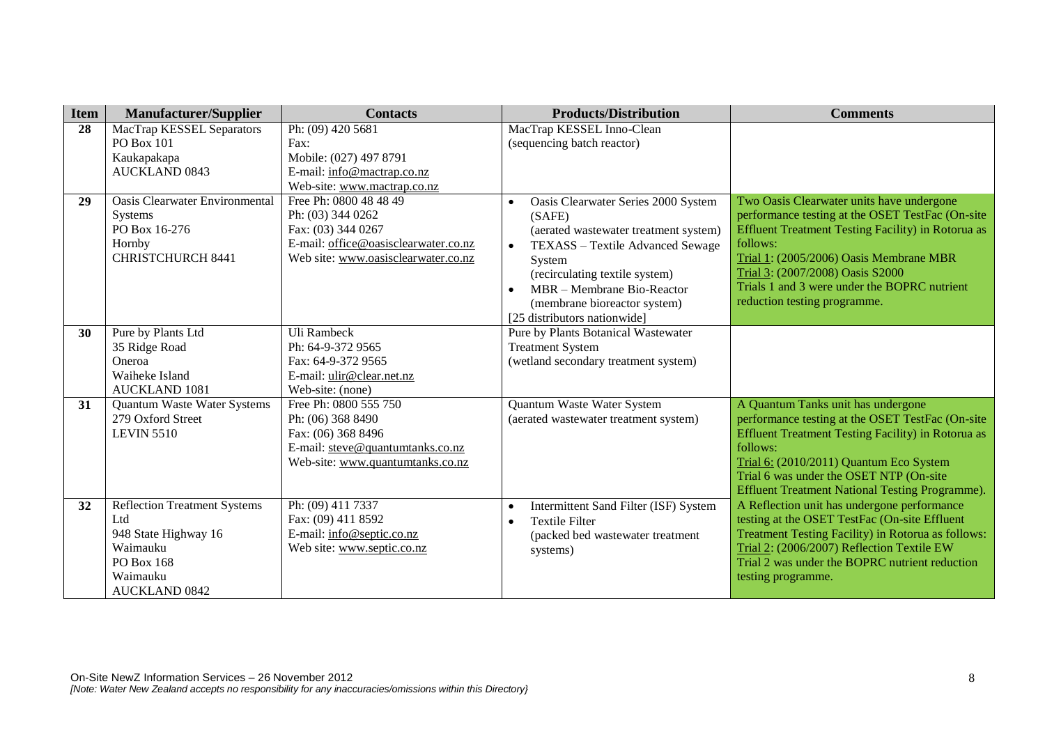| Item | Manufacturer/Supplier | Contacts | Products/Distribution | Comments |
|---|---|---|---|---|
| **28** | MacTrap KESSEL Separators<br>PO Box 101<br>Kaukapakapa<br>AUCKLAND 0843 | Ph: (09) 420 5681<br>Fax:<br>Mobile: (027) 497 8791<br>E-mail: info@mactrap.co.nz<br>Web-site: www.mactrap.co.nz | MacTrap KESSEL Inno-Clean<br>(sequencing batch reactor) | |
| **29** | Oasis Clearwater Environmental Systems<br>PO Box 16-276<br>Hornby<br>CHRISTCHURCH 8441 | Free Ph: 0800 48 48 49<br>Ph: (03) 344 0262<br>Fax: (03) 344 0267<br>E-mail: office@oasisclearwater.co.nz<br>Web site: www.oasisclearwater.co.nz | • Oasis Clearwater Series 2000 System (SAFE)<br>(aerated wastewater treatment system)<br>• TEXASS – Textile Advanced Sewage System<br>(recirculating textile system)<br>• MBR – Membrane Bio-Reactor<br>(membrane bioreactor system)<br>[25 distributors nationwide] | Two Oasis Clearwater units have undergone performance testing at the OSET TestFac (On-site Effluent Treatment Testing Facility) in Rotorua as follows:<br>Trial 1: (2005/2006) Oasis Membrane MBR<br>Trial 3: (2007/2008) Oasis S2000<br>Trials 1 and 3 were under the BOPRC nutrient reduction testing programme. |
| **30** | Pure by Plants Ltd<br>35 Ridge Road<br>Oneroa<br>Waiheke Island<br>AUCKLAND 1081 | Uli Rambeck<br>Ph: 64-9-372 9565<br>Fax: 64-9-372 9565<br>E-mail: ulir@clear.net.nz<br>Web-site: (none) | Pure by Plants Botanical Wastewater Treatment System<br>(wetland secondary treatment system) | |
| **31** | Quantum Waste Water Systems<br>279 Oxford Street<br>LEVIN 5510 | Free Ph: 0800 555 750<br>Ph: (06) 368 8490<br>Fax: (06) 368 8496<br>E-mail: steve@quantumtanks.co.nz<br>Web-site: www.quantumtanks.co.nz | Quantum Waste Water System<br>(aerated wastewater treatment system) | A Quantum Tanks unit has undergone performance testing at the OSET TestFac (On-site Effluent Treatment Testing Facility) in Rotorua as follows:<br>Trial 6: (2010/2011) Quantum Eco System<br>Trial 6 was under the OSET NTP (On-site Effluent Treatment National Testing Programme). |
| **32** | Reflection Treatment Systems Ltd<br>948 State Highway 16<br>Waimauku<br>PO Box 168<br>Waimauku<br>AUCKLAND 0842 | Ph: (09) 411 7337<br>Fax: (09) 411 8592<br>E-mail: info@septic.co.nz<br>Web site: www.septic.co.nz | • Intermittent Sand Filter (ISF) System<br>• Textile Filter<br>(packed bed wastewater treatment systems) | A Reflection unit has undergone performance testing at the OSET TestFac (On-site Effluent Treatment Testing Facility) in Rotorua as follows:<br>Trial 2: (2006/2007) Reflection Textile EW<br>Trial 2 was under the BOPRC nutrient reduction testing programme. |

On-Site NewZ Information Services – 26 November 2012
*[Note: Water New Zealand accepts no responsibility for any inaccuracies/omissions within this Directory}*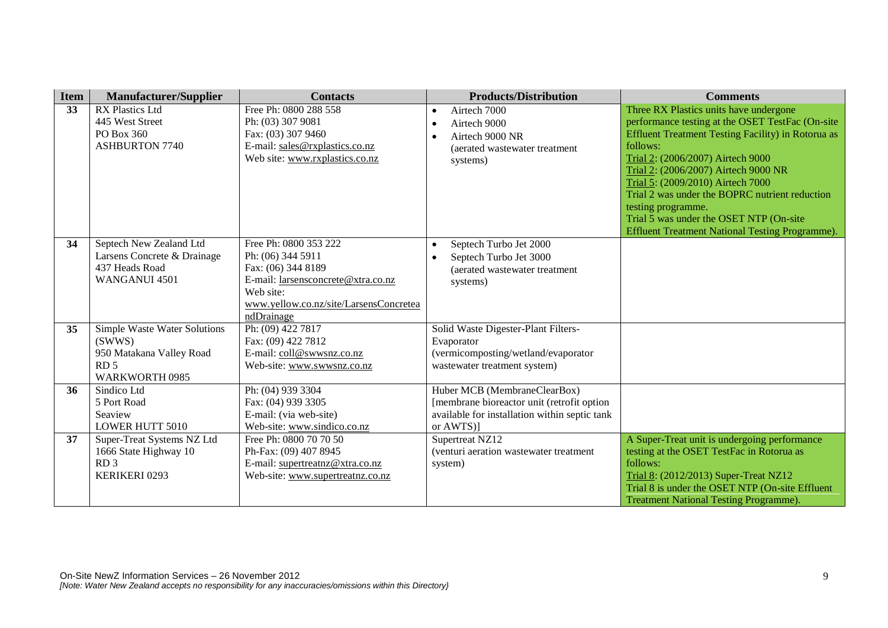| Item | Manufacturer/Supplier | Contacts | Products/Distribution | Comments |
|---|---|---|---|---|
| **33** | RX Plastics Ltd<br>445 West Street<br>PO Box 360<br>ASHBURTON 7740 | Free Ph: 0800 288 558<br>Ph: (03) 307 9081<br>Fax: (03) 307 9460<br>E-mail: sales@rxplastics.co.nz<br>Web site: www.rxplastics.co.nz | • Airtech 7000<br>• Airtech 9000<br>• Airtech 9000 NR<br>(aerated wastewater treatment systems) | Three RX Plastics units have undergone performance testing at the OSET TestFac (On-site Effluent Treatment Testing Facility) in Rotorua as follows:<br>Trial 2: (2006/2007) Airtech 9000<br>Trial 2: (2006/2007) Airtech 9000 NR<br>Trial 5: (2009/2010) Airtech 7000<br>Trial 2 was under the BOPRC nutrient reduction testing programme.<br>Trial 5 was under the OSET NTP (On-site Effluent Treatment National Testing Programme). |
| **34** | Septech New Zealand Ltd<br>Larsens Concrete & Drainage<br>437 Heads Road<br>WANGANUI 4501 | Free Ph: 0800 353 222<br>Ph: (06) 344 5911<br>Fax: (06) 344 8189<br>E-mail: larsensconcrete@xtra.co.nz<br>Web site:<br>www.yellow.co.nz/site/LarsensConcreteandDrainage | • Septech Turbo Jet 2000<br>• Septech Turbo Jet 3000<br>(aerated wastewater treatment systems) | |
| **35** | Simple Waste Water Solutions (SWWS)<br>950 Matakana Valley Road<br>RD 5<br>WARKWORTH 0985 | Ph: (09) 422 7817<br>Fax: (09) 422 7812<br>E-mail: coll@swwsnz.co.nz<br>Web-site: www.swwsnz.co.nz | Solid Waste Digester-Plant Filters-Evaporator<br>(vermicomposting/wetland/evaporator wastewater treatment system) | |
| **36** | Sindico Ltd<br>5 Port Road<br>Seaview<br>LOWER HUTT 5010 | Ph: (04) 939 3304<br>Fax: (04) 939 3305<br>E-mail: (via web-site)<br>Web-site: www.sindico.co.nz | Huber MCB (MembraneClearBox)<br>[membrane bioreactor unit (retrofit option available for installation within septic tank or AWTS)] | |
| **37** | Super-Treat Systems NZ Ltd<br>1666 State Highway 10<br>RD 3<br>KERIKERI 0293 | Free Ph: 0800 70 70 50<br>Ph-Fax: (09) 407 8945<br>E-mail: supertreatnz@xtra.co.nz<br>Web-site: www.supertreatnz.co.nz | Supertreat NZ12<br>(venturi aeration wastewater treatment system) | A Super-Treat unit is undergoing performance testing at the OSET TestFac in Rotorua as follows:<br>Trial 8: (2012/2013) Super-Treat NZ12<br>Trial 8 is under the OSET NTP (On-site Effluent Treatment National Testing Programme). |

On-Site NewZ Information Services – 26 November 2012
*[Note: Water New Zealand accepts no responsibility for any inaccuracies/omissions within this Directory}*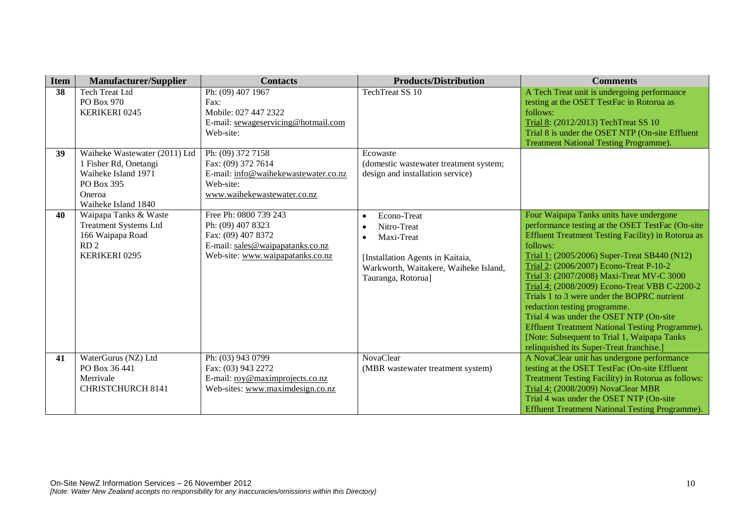| Item | Manufacturer/Supplier | Contacts | Products/Distribution | Comments |
|---|---|---|---|---|
| **38** | Tech Treat Ltd<br>PO Box 970<br>KERIKERI 0245 | Ph: (09) 407 1967<br>Fax:<br>Mobile: 027 447 2322<br>E-mail: sewageservicing@hotmail.com<br>Web-site: | TechTreat SS 10 | A Tech Treat unit is undergoing performance testing at the OSET TestFac in Rotorua as follows:<br>Trial 8: (2012/2013) TechTreat SS 10<br>Trial 8 is under the OSET NTP (On-site Effluent Treatment National Testing Programme). |
| **39** | Waiheke Wastewater (2011) Ltd<br>1 Fisher Rd, Onetangi<br>Waiheke Island 1971<br>PO Box 395<br>Oneroa<br>Waiheke Island 1840 | Ph: (09) 372 7158<br>Fax: (09) 372 7614<br>E-mail: info@waihekewastewater.co.nz<br>Web-site:<br>www.waihekewastewater.co.nz | Ecowaste<br>(domestic wastewater treatment system; design and installation service) | |
| **40** | Waipapa Tanks & Waste Treatment Systems Ltd<br>166 Waipapa Road<br>RD 2<br>KERIKERI 0295 | Free Ph: 0800 739 243<br>Ph: (09) 407 8323<br>Fax: (09) 407 8372<br>E-mail: sales@waipapatanks.co.nz<br>Web-site: www.waipapatanks.co.nz | • Econo-Treat<br>• Nitro-Treat<br>• Maxi-Treat<br><br>[Installation Agents in Kaitaia, Warkworth, Waitakere, Waiheke Island, Tauranga, Rotorua] | Four Waipapa Tanks units have undergone performance testing at the OSET TestFac (On-site Effluent Treatment Testing Facility) in Rotorua as follows:<br>Trial 1: (2005/2006) Super-Treat SB440 (N12)<br>Trial 2: (2006/2007) Econo-Treat P-10-2<br>Trial 3: (2007/2008) Maxi-Treat MV-C 3000<br>Trial 4: (2008/2009) Econo-Treat VBB C-2200-2<br>Trials 1 to 3 were under the BOPRC nutrient reduction testing programme.<br>Trial 4 was under the OSET NTP (On-site Effluent Treatment National Testing Programme).<br>[Note: Subsequent to Trial 1, Waipapa Tanks relinquished its Super-Treat franchise.] |
| **41** | WaterGurus (NZ) Ltd<br>PO Box 36 441<br>Merrivale<br>CHRISTCHURCH 8141 | Ph: (03) 943 0799<br>Fax: (03) 943 2272<br>E-mail: roy@maximprojects.co.nz<br>Web-sites: www.maximdesign.co.nz | NovaClear<br>(MBR wastewater treatment system) | A NovaClear unit has undergone performance testing at the OSET TestFac (On-site Effluent Treatment Testing Facility) in Rotorua as follows:<br>Trial 4: (2008/2009) NovaClear MBR<br>Trial 4 was under the OSET NTP (On-site Effluent Treatment National Testing Programme). |

On-Site NewZ Information Services – 26 November 2012
*[Note: Water New Zealand accepts no responsibility for any inaccuracies/omissions within this Directory}*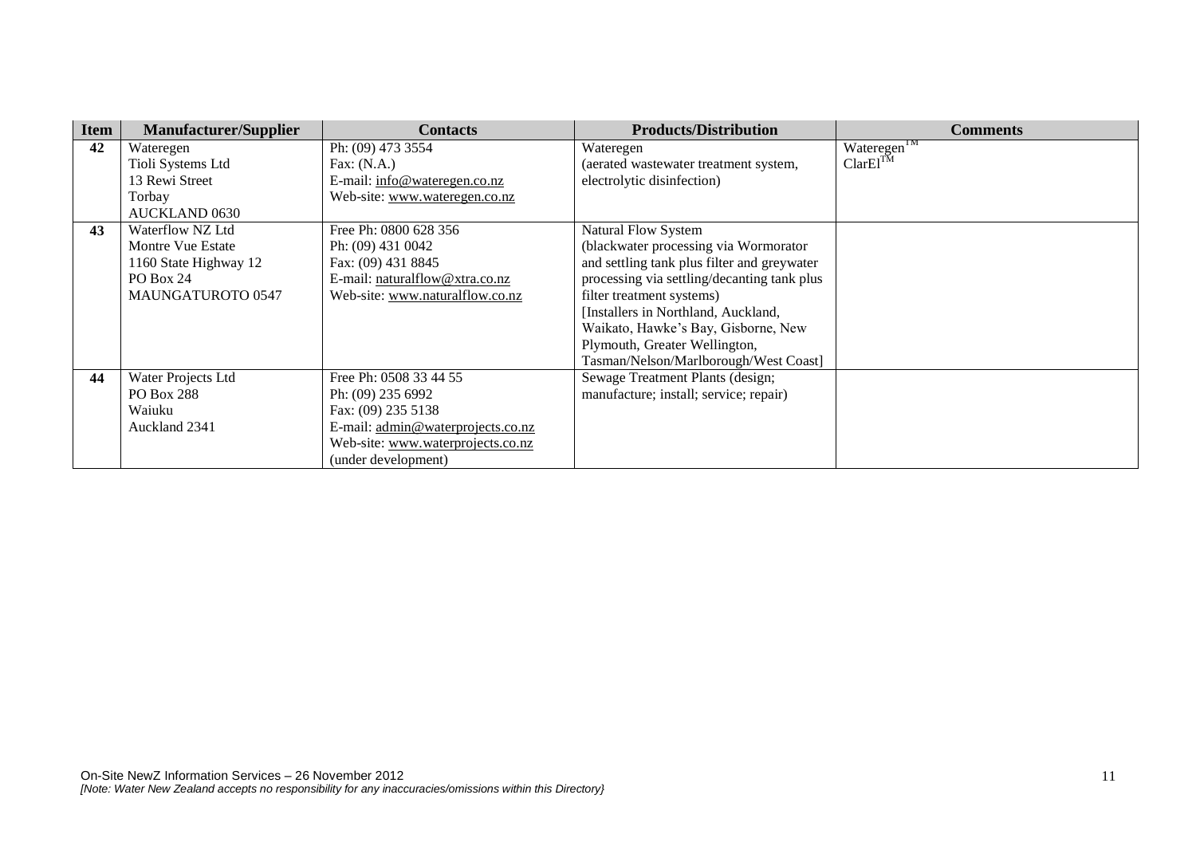| Item | Manufacturer/Supplier | Contacts | Products/Distribution | Comments |
|---|---|---|---|---|
| **42** | Wateregen<br>Tioli Systems Ltd<br>13 Rewi Street<br>Torbay<br>AUCKLAND 0630 | Ph: (09) 473 3554<br>Fax: (N.A.)<br>E-mail: info@wateregen.co.nz<br>Web-site: www.wateregen.co.nz | Wateregen<br>(aerated wastewater treatment system, electrolytic disinfection) | Wateregen™<br>ClarEl™ |
| **43** | Waterflow NZ Ltd<br>Montre Vue Estate<br>1160 State Highway 12<br>PO Box 24<br>MAUNGATUROTO 0547 | Free Ph: 0800 628 356<br>Ph: (09) 431 0042<br>Fax: (09) 431 8845<br>E-mail: naturalflow@xtra.co.nz<br>Web-site: www.naturalflow.co.nz | Natural Flow System<br>(blackwater processing via Wormorator and settling tank plus filter and greywater processing via settling/decanting tank plus filter treatment systems)<br>[Installers in Northland, Auckland, Waikato, Hawke's Bay, Gisborne, New Plymouth, Greater Wellington, Tasman/Nelson/Marlborough/West Coast] | |
| **44** | Water Projects Ltd<br>PO Box 288<br>Waiuku<br>Auckland 2341 | Free Ph: 0508 33 44 55<br>Ph: (09) 235 6992<br>Fax: (09) 235 5138<br>E-mail: admin@waterprojects.co.nz<br>Web-site: www.waterprojects.co.nz<br>(under development) | Sewage Treatment Plants (design; manufacture; install; service; repair) | |

On-Site NewZ Information Services – 26 November 2012
*[Note: Water New Zealand accepts no responsibility for any inaccuracies/omissions within this Directory}*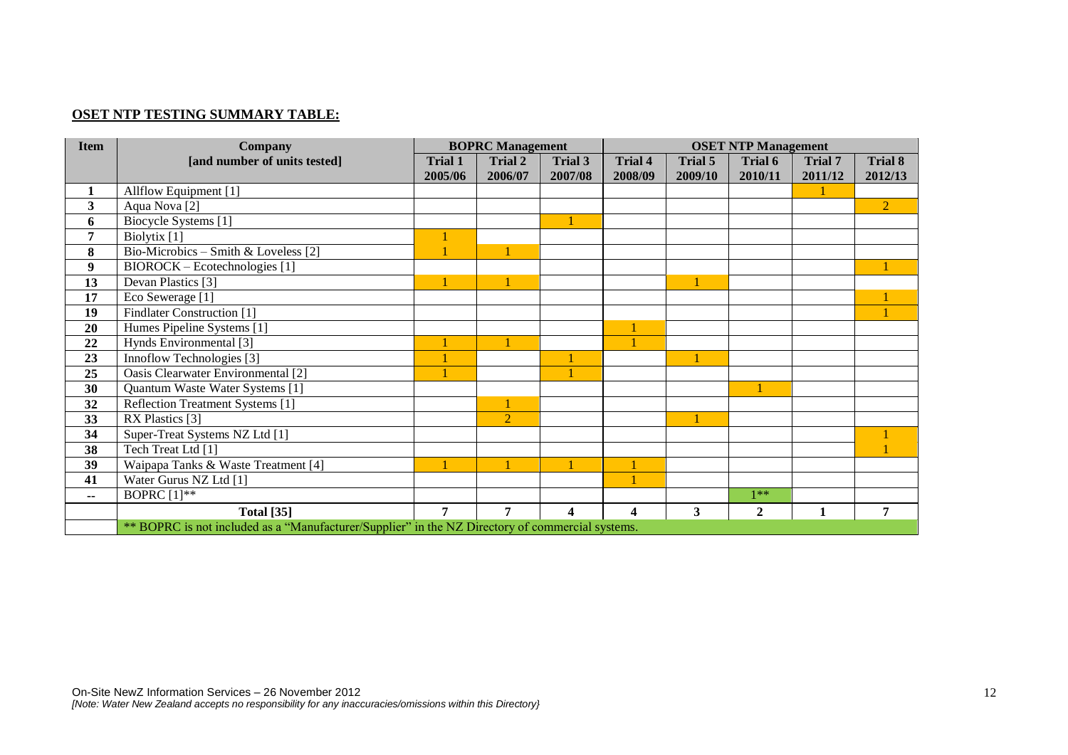**OSET NTP TESTING SUMMARY TABLE:**

| Item | Company [and number of units tested] | BOPRC Management | | | OSET NTP Management | | | | |
|---|---|---|---|---|---|---|---|---|---|
| | | Trial 1 2005/06 | Trial 2 2006/07 | Trial 3 2007/08 | Trial 4 2008/09 | Trial 5 2009/10 | Trial 6 2010/11 | Trial 7 2011/12 | Trial 8 2012/13 |
| 1 | Allflow Equipment [1] | | | | | | | 1 | |
| 3 | Aqua Nova [2] | | | | | | | | 2 |
| 6 | Biocycle Systems [1] | | | 1 | | | | | |
| 7 | Biolytix [1] | 1 | | | | | | | |
| 8 | Bio-Microbics – Smith & Loveless [2] | 1 | 1 | | | | | | |
| 9 | BIOROCK – Ecotechnologies [1] | | | | | | | | 1 |
| 13 | Devan Plastics [3] | 1 | 1 | | | 1 | | | |
| 17 | Eco Sewerage [1] | | | | | | | | 1 |
| 19 | Findlater Construction [1] | | | | | | | | 1 |
| 20 | Humes Pipeline Systems [1] | | | | 1 | | | | |
| 22 | Hynds Environmental [3] | 1 | 1 | | 1 | | | | |
| 23 | Innoflow Technologies [3] | 1 | | 1 | | 1 | | | |
| 25 | Oasis Clearwater Environmental [2] | 1 | | 1 | | | | | |
| 30 | Quantum Waste Water Systems [1] | | | | | | 1 | | |
| 32 | Reflection Treatment Systems [1] | | 1 | | | | | | |
| 33 | RX Plastics [3] | | 2 | | | 1 | | | |
| 34 | Super-Treat Systems NZ Ltd [1] | | | | | | | | 1 |
| 38 | Tech Treat Ltd [1] | | | | | | | | 1 |
| 39 | Waipapa Tanks & Waste Treatment [4] | 1 | 1 | 1 | 1 | | | | |
| 41 | Water Gurus NZ Ltd [1] | | | | 1 | | | | |
| -- | BOPRC [1]** | | | | | | 1** | | |
| | **Total [35]** | **7** | **7** | **4** | **4** | **3** | **2** | **1** | **7** |
| | ** BOPRC is not included as a "Manufacturer/Supplier" in the NZ Directory of commercial systems. | | | | | | | | |

On-Site NewZ Information Services – 26 November 2012

*[Note: Water New Zealand accepts no responsibility for any inaccuracies/omissions within this Directory}*